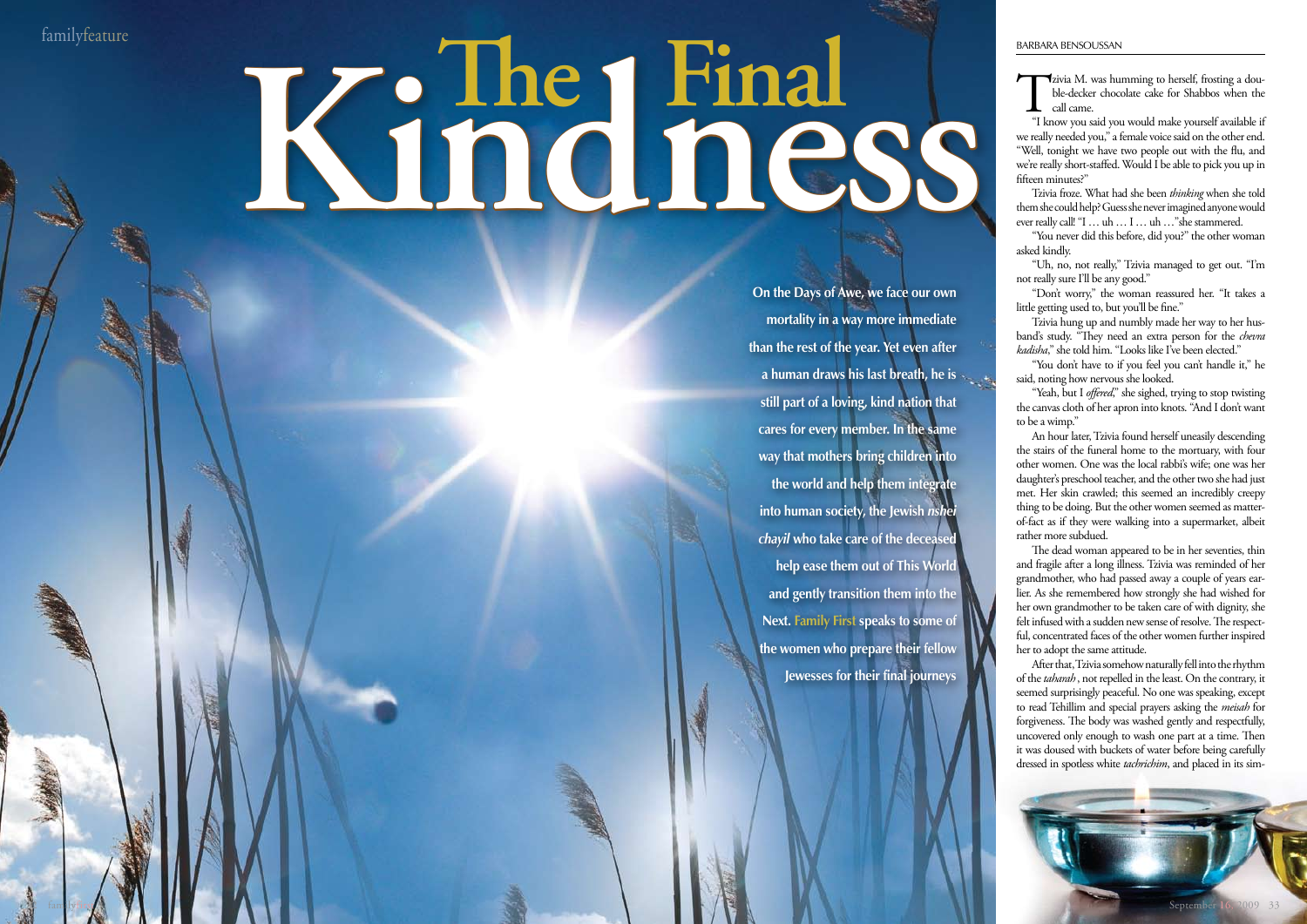# The Final Kindness

**On the Days of Awe, we face our own mortality in a way more immediate than the rest of the year. Yet even after a human draws his last breath, he is still part of a loving, kind nation that cares for every member. In the same way that mothers bring children into the world and help them integrate into human society, the Jewish *nshei chayil* who take care of the deceased help ease them out of This World and gently transition them into the Next. Family First speaks to some of the women who prepare their fellow Jewesses for their final journeys**

BARBARA BENSOUSSAN

Tzivia M. was humming to herself, frosting a double-decker chocolate cake for Shabbos when the call came.

"I know you said you would make yourself available if we really needed you," a female voice said on the other end. "Well, tonight we have two people out with the flu, and we're really short-staffed. Would I be able to pick you up in fifteen minutes?"

Tzivia froze. What had she been *thinking* when she told them she could help? Guess she never imagined anyone would ever really call! "I … uh … I … uh …" she stammered.

"You never did this before, did you?" the other woman asked kindly.

"Uh, no, not really," Tzivia managed to get out. "I'm not really sure I'll be any good."

"Don't worry," the woman reassured her. "It takes a little getting used to, but you'll be fine."

Tzivia hung up and numbly made her way to her husband's study. "They need an extra person for the *chevra kadisha*," she told him. "Looks like I've been elected."

"You don't have to if you feel you can't handle it," he said, noting how nervous she looked.

"Yeah, but I *offered*," she sighed, trying to stop twisting the canvas cloth of her apron into knots. "And I don't want to be a wimp."

An hour later, Tzivia found herself uneasily descending the stairs of the funeral home to the mortuary, with four other women. One was the local rabbi's wife; one was her daughter's preschool teacher, and the other two she had just met. Her skin crawled; this seemed an incredibly creepy thing to be doing. But the other women seemed as matter-of-fact as if they were walking into a supermarket, albeit rather more subdued.

The dead woman appeared to be in her seventies, thin and fragile after a long illness. Tzivia was reminded of her grandmother, who had passed away a couple of years earlier. As she remembered how strongly she had wished for her own grandmother to be taken care of with dignity, she felt infused with a sudden new sense of resolve. The respectful, concentrated faces of the other women further inspired her to adopt the same attitude.

After that, Tzivia somehow naturally fell into the rhythm of the *taharah* , not repelled in the least. On the contrary, it seemed surprisingly peaceful. No one was speaking, except to read Tehillim and special prayers asking the *meisah* for forgiveness. The body was washed gently and respectfully, uncovered only enough to wash one part at a time. Then it was doused with buckets of water before being carefully dressed in spotless white *tachrichim*, and placed in its sim-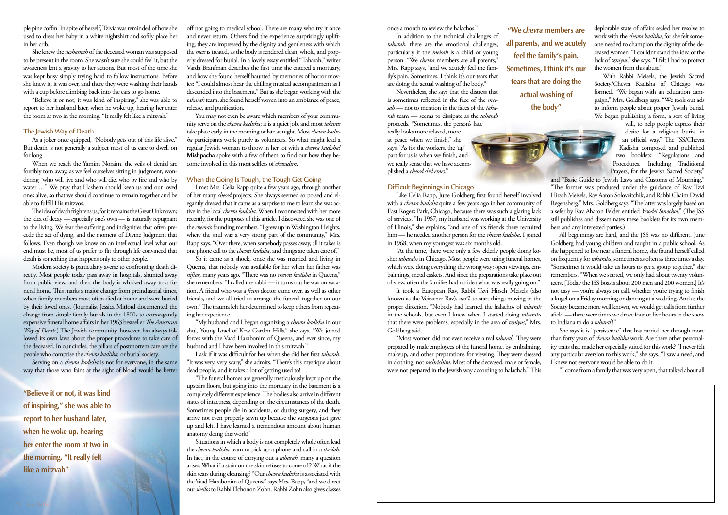ple pine coffin. In spite of herself, Tzivia was reminded of how she used to dress her baby in a white nightshirt and softly place her in her crib.

She knew the *neshamah* of the deceased woman was supposed to be present in the room. She wasn't sure she could feel it, but the awareness lent a gravity to her actions. But most of the time she was kept busy simply trying hard to follow instructions. Before she knew it, it was over, and there they were washing their hands with a cup before climbing back into the cars to go home.

"Believe it or not, it was kind of inspiring," she was able to report to her husband later, when he woke up, hearing her enter the room at two in the morning. "It really felt like a mitzvah."

### The Jewish Way of Death

As a joker once quipped, "Nobody gets out of this life alive." But death is not generally a subject most of us care to dwell on for long.

When we reach the Yamim Noraim, the veils of denial are forcibly torn away, as we feel ourselves sitting in judgment, wondering "who will live and who will die, who by fire and who by water …" We pray that Hashem should keep us and our loved ones alive, so that we should continue to remain together and be able to fulfill His mitzvos.

The idea of death frightens us, for it remains the Great Unknown; the idea of decay — especially one's own — is naturally repugnant to the living. We fear the suffering and indignities that often precede the act of dying, and the moment of Divine Judgment that follows. Even though we know on an intellectual level what our end must be, most of us prefer to flit through life convinced that death is something that happens only to other people.

Modern society is particularly averse to confronting death directly. Most people today pass away in hospitals, shunted away from public view, and then the body is whisked away to a funeral home. This marks a major change from preindustrial times, when family members most often died at home and were buried by their loved ones. (Journalist Jessica Mitford documented the change from simple family burials in the 1800s to extravagantly expensive funeral home affairs in her 1963 bestseller *The American Way of Death*.) The Jewish community, however, has always followed its own laws about the proper procedures to take care of the deceased. In our circles, the pillars of postmortem care are the people who comprise the *chevra kadisha,* or burial society.

Serving on a *chevra kadisha* is not for everyone, in the same way that those who faint at the sight of blood would be better off not going to medical school. There are many who try it once and never return. Others find the experience surprisingly uplifting; they are impressed by the dignity and gentleness with which the *meis* is treated, as the body is rendered clean, whole, and properly dressed for burial. In a lovely essay entitled "Taharah," writer Varda Branfman describes the first time she entered a mortuary, and how she found herself haunted by memories of horror movies: "I could almost hear the chilling musical accompaniment as I descended into the basement." But as she began working with the *taharah* team, she found herself woven into an ambiance of peace, release, and purification.

**"Believe it or not, it was kind of inspiring," she was able to report to her husband later, when he woke up, hearing her enter the room at two in the morning. "It really felt like a mitzvah"**

You may not even be aware which members of your community serve on the *chevra kadisha*; it is a quiet job, and most *taharas* take place early in the morning or late at night. Most *chevra kadisha* participants work purely as volunteers. So what might lead a regular Jewish woman to throw in her lot with a *chevra kadisha?* **Mishpacha** spoke with a few of them to find out how they become involved in this most selfless of *chasadim*.

### When the Going Is Tough, the Tough Get Going

I met Mrs. Celia Rapp quite a few years ago, through another of her many *chesed* projects. She always seemed so poised and elegantly dressed that it came as a surprise to me to learn she was active in the local *chevra kadisha*. When I reconnected with her more recently, for the purposes of this article, I discovered she was one of the *chevra*'s founding members. "I grew up in Washington Heights, where the shul was a very strong part of the community," Mrs. Rapp says. "Over there, when somebody passes away, all it takes is one phone call to the *chevra kadisha*, and things are taken care of."

So it came as a shock, once she was married and living in Queens, that nobody was available for her when her father was *niftar*, many years ago. "There was no *chevra kadisha* in Queens," she remembers. "I called the rabbi — it turns out he was on vacation. A friend who was a *frum* doctor came over, as well as other friends, and we all tried to arrange the funeral together on our own." The trauma left her determined to keep others from repeating her experience.

"My husband and I began organizing a *chevra kadisha* in our shul, Young Israel of Kew Garden Hills," she says. "We joined forces with the Vaad Harabonim of Queens, and ever since, my husband and I have been involved in this mitzvah."

I ask if it was difficult for her when she did her first *taharah*. "It was very, very scary," she admits. "There's this mystique about dead people, and it takes a lot of getting used to!

"The funeral homes are generally meticulously kept up on the upstairs floors, but going into the mortuary in the basement is a completely different experience. The bodies also arrive in different states of intactness, depending on the circumstances of the death. Sometimes people die in accidents, or during surgery, and they arrive not even properly sewn up because the surgeons just gave up and left. I have learned a tremendous amount about human anatomy doing this work!"

Situations in which a body is not completely whole often lead the *chevra kadisha* team to pick up a phone and call in a *sheilah*. In fact, in the course of carrying out a *taharah*, many a question arises: What if a stain on the skin refuses to come off? What if the skin tears during cleansing? "Our *chevra kadisha* is associated with the Vaad Harabonim of Queens," says Mrs. Rapp, "and we direct our *sheilos* to Rabbi Elchonon Zohn. Rabbi Zohn also gives classes once a month to review the halachos."

In addition to the technical challenges of *taharah*, there are the emotional challenges, particularly if the *meisah* is a child or young person. "We *chevra* members are all parents," Mrs. Rapp says, "and we acutely feel the family's pain. Sometimes, I think it's our tears that are doing the actual washing of the body."

**"We *chevra* members are all parents, and we acutely feel the family's pain. Sometimes, I think it's our tears that are doing the actual washing of the body"**

Nevertheless, she says that the distress that is sometimes reflected in the face of the *meisah* — not to mention in the faces of the *taharah* team — seems to dissipate as the *taharah* proceeds. "Sometimes, the person's face really looks more relaxed, more at peace when we finish," she says. "As for the workers, the 'up' part for us is when we finish, and we really sense that we have accomplished a *chesed shel emes*."

### Difficult Beginnings in Chicago

Like Celia Rapp, June Goldberg first found herself involved with a *chevra kadisha* quite a few years ago in her community of East Rogers Park, Chicago, because there was such a glaring lack of services. "In 1967, my husband was working at the University of Illinois," she explains, "and one of his friends there recruited him — he needed another person for the *chevra kadisha*. I joined in 1968, when my youngest was six months old.

"At the time, there were only a few elderly people doing kosher *taharahs* in Chicago. Most people were using funeral homes, which were doing everything the wrong way: open viewings, embalmings, metal caskets. And since the preparations take place out of view, often the families had no idea what was really going on."

It took a European Rav, Rabbi Tzvi Hirsch Meisels (also known as the Veitzener Rav), *ztz"l,* to start things moving in the proper direction. "Nobody had learned the halachos of *taharah* in the schools, but even I knew when I started doing *taharah*s that there were problems, especially in the area of *tzniyus*," Mrs. Goldberg said.

"Most women did not even receive a real *taharah*. They were prepared by male employees of the funeral home, by embalming, makeup, and other preparations for viewing. They were dressed in clothing, not *tachrichim*. Most of the deceased, male or female, were not prepared in the Jewish way according to halachah." This deplorable state of affairs sealed her resolve to work with the *chevra kadisha*, for she felt someone needed to champion the dignity of the deceased women. "I couldn't stand the idea of the lack of *tzniyus*," she says. "I felt I had to protect the women from this abuse."

With Rabbi Meisels, the Jewish Sacred Society/Chevra Kadisha of Chicago was formed. "We began with an education campaign," Mrs. Goldberg says. "We took out ads to inform people about proper Jewish burial. We began publishing a form, a sort of living will, to help people express their desire for a religious burial in an official way." The JSS/Chevra Kadisha composed and published two booklets: "Regulations and Procedures, Including Traditional Prayers, for the Jewish Sacred Society," and "Basic Guide to Jewish Laws and Customs of Mourning." "The former was produced under the guidance of Rav Tzvi Hirsch Meisels, Rav Aaron Soloveitchik, and Rabbi Chaim David Regensberg," Mrs. Goldberg says. "The latter was largely based on a sefer by Rav Aharon Felder entitled *Yesodei Smochos*." (The JSS still publishes and disseminates these booklets for its own members and any interested parties.)

All beginnings are hard, and the JSS was no different. June Goldberg had young children and taught in a public school. As she happened to live near a funeral home, she found herself called on frequently for *taharah*s, sometimes as often as three times a day. "Sometimes it would take us hours to get a group together," she remembers. "When we started, we only had about twenty volunteers. [Today the JSS boasts about 200 men and 200 women.] It's not easy — you're always on call, whether you're trying to finish a kugel on a Friday morning or dancing at a wedding. And as the Society became more well known, we would get calls from further afield — there were times we drove four or five hours in the snow to Indiana to do a *taharah*!"

She says it is "persistence" that has carried her through more than forty years of *chevra kadisha* work. Are there other personality traits that made her especially suited for this work? "I never felt any particular aversion to this work," she says. "I saw a need, and I knew not everyone would be able to do it.

"I come from a family that was very open, that talked about all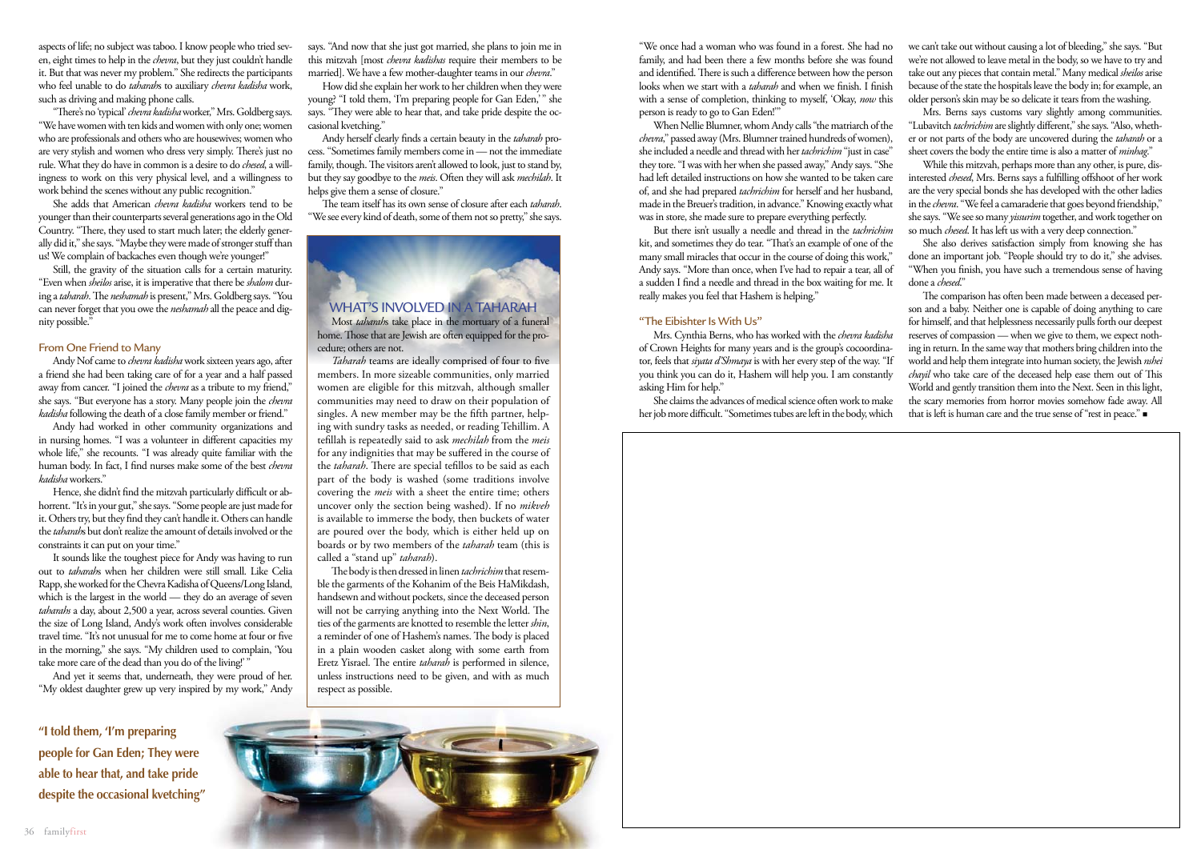aspects of life; no subject was taboo. I know people who tried seven, eight times to help in the *chevra*, but they just couldn't handle it. But that was never my problem." She redirects the participants who feel unable to do *taharah*s to auxiliary *chevra kadisha* work, such as driving and making phone calls.

"There's no 'typical' *chevra kadisha* worker," Mrs. Goldberg says. "We have women with ten kids and women with only one; women who are professionals and others who are housewives; women who are very stylish and women who dress very simply. There's just no rule. What they do have in common is a desire to do *chesed*, a willingness to work on this very physical level, and a willingness to work behind the scenes without any public recognition."

She adds that American *chevra kadisha* workers tend to be younger than their counterparts several generations ago in the Old Country. "There, they used to start much later; the elderly generally did it," she says. "Maybe they were made of stronger stuff than us! We complain of backaches even though we're younger!"

Still, the gravity of the situation calls for a certain maturity. "Even when *sheilos* arise, it is imperative that there be *shalom* during a *taharah*. The *neshamah* is present," Mrs. Goldberg says. "You can never forget that you owe the *neshamah* all the peace and dignity possible."

### From One Friend to Many

Andy Nof came to *chevra kadisha* work sixteen years ago, after a friend she had been taking care of for a year and a half passed away from cancer. "I joined the *chevra* as a tribute to my friend," she says. "But everyone has a story. Many people join the *chevra kadisha* following the death of a close family member or friend."

Andy had worked in other community organizations and in nursing homes. "I was a volunteer in different capacities my whole life," she recounts. "I was already quite familiar with the human body. In fact, I find nurses make some of the best *chevra kadisha* workers."

Hence, she didn't find the mitzvah particularly difficult or abhorrent. "It's in your gut," she says. "Some people are just made for it. Others try, but they find they can't handle it. Others can handle the *taharah*s but don't realize the amount of details involved or the constraints it can put on your time."

It sounds like the toughest piece for Andy was having to run out to *taharah*s when her children were still small. Like Celia Rapp, she worked for the Chevra Kadisha of Queens/Long Island, which is the largest in the world — they do an average of seven *taharah*s a day, about 2,500 a year, across several counties. Given the size of Long Island, Andy's work often involves considerable travel time. "It's not unusual for me to come home at four or five in the morning," she says. "My children used to complain, 'You take more care of the dead than you do of the living!' "

And yet it seems that, underneath, they were proud of her. "My oldest daughter grew up very inspired by my work," Andy says. "And now that she just got married, she plans to join me in this mitzvah [most *chevra kadishas* require their members to be married]. We have a few mother-daughter teams in our *chevra*."

How did she explain her work to her children when they were young? "I told them, 'I'm preparing people for Gan Eden,' " she says. "They were able to hear that, and take pride despite the occasional kvetching."

Andy herself clearly finds a certain beauty in the *taharah* process. "Sometimes family members come in — not the immediate family, though. The visitors aren't allowed to look, just to stand by, but they say goodbye to the *meis*. Often they will ask *mechilah*. It helps give them a sense of closure."

The team itself has its own sense of closure after each *taharah*. "We see every kind of death, some of them not so pretty," she says. "We once had a woman who was found in a forest. She had no family, and had been there a few months before she was found and identified. There is such a difference between how the person looks when we start with a *taharah* and when we finish. I finish with a sense of completion, thinking to myself, 'Okay, *now* this person is ready to go to Gan Eden!' "

When Nellie Blumner, whom Andy calls "the matriarch of the *chevra*," passed away (Mrs. Blumner trained hundreds of women), she included a needle and thread with her *tachrichim* "just in case" they tore. "I was with her when she passed away," Andy says. "She had left detailed instructions on how she wanted to be taken care of, and she had prepared *tachrichim* for herself and her husband, made in the Breuer's tradition, in advance." Knowing exactly what was in store, she made sure to prepare everything perfectly.

But there isn't usually a needle and thread in the *tachrichim* kit, and sometimes they do tear. "That's an example of one of the many small miracles that occur in the course of doing this work," Andy says. "More than once, when I've had to repair a tear, all of a sudden I find a needle and thread in the box waiting for me. It really makes you feel that Hashem is helping."

### "The Eibishter Is With Us"

Mrs. Cynthia Berns, who has worked with the *chevra kadisha* of Crown Heights for many years and is the group's cocoordinator, feels that *siyata d'Shmaya* is with her every step of the way. "If you think you can do it, Hashem will help you. I am constantly asking Him for help."

She claims the advances of medical science often work to make her job more difficult. "Sometimes tubes are left in the body, which we can't take out without causing a lot of bleeding," she says. "But we're not allowed to leave metal in the body, so we have to try and take out any pieces that contain metal." Many medical *sheilos* arise because of the state the hospitals leave the body in; for example, an older person's skin may be so delicate it tears from the washing.

Mrs. Berns says customs vary slightly among communities. "Lubavitch *tachrichim* are slightly different," she says. "Also, whether or not parts of the body are uncovered during the *taharah* or a sheet covers the body the entire time is also a matter of *minhag*."

While this mitzvah, perhaps more than any other, is pure, disinterested *chesed*, Mrs. Berns says a fulfilling offshoot of her work are the very special bonds she has developed with the other ladies in the *chevra*. "We feel a camaraderie that goes beyond friendship," she says. "We see so many *yissurim* together, and work together on so much *chesed*. It has left us with a very deep connection."

She also derives satisfaction simply from knowing she has done an important job. "People should try to do it," she advises. "When you finish, you have such a tremendous sense of having done a *chesed*."

The comparison has often been made between a deceased person and a baby. Neither one is capable of doing anything to care for himself, and that helplessness necessarily pulls forth our deepest reserves of compassion — when we give to them, we expect nothing in return. In the same way that mothers bring children into the world and help them integrate into human society, the Jewish *nshei chayil* who take care of the deceased help ease them out of This World and gently transition them into the Next. Seen in this light, the scary memories from horror movies somehow fade away. All that is left is human care and the true sense of "rest in peace." ■

## WHAT'S INVOLVED IN A TAHARAH

Most *taharah*s take place in the mortuary of a funeral home. Those that are Jewish are often equipped for the procedure; others are not.

*Taharah* teams are ideally comprised of four to five members. In more sizeable communities, only married women are eligible for this mitzvah, although smaller communities may need to draw on their population of singles. A new member may be the fifth partner, helping with sundry tasks as needed, or reading Tehillim. A tefillah is repeatedly said to ask *mechilah* from the *meis* for any indignities that may be suffered in the course of the *taharah*. There are special tefillos to be said as each part of the body is washed (some traditions involve covering the *meis* with a sheet the entire time; others uncover only the section being washed). If no *mikveh* is available to immerse the body, then buckets of water are poured over the body, which is either held up on boards or by two members of the *taharah* team (this is called a "stand up" *taharah*).

The body is then dressed in linen *tachrichim* that resemble the garments of the Kohanim of the Beis HaMikdash, handsewn and without pockets, since the deceased person will not be carrying anything into the Next World. The ties of the garments are knotted to resemble the letter *shin*, a reminder of one of Hashem's names. The body is placed in a plain wooden casket along with some earth from Eretz Yisrael. The entire *taharah* is performed in silence, unless instructions need to be given, and with as much respect as possible.

**"I told them, 'I'm preparing people for Gan Eden; They were able to hear that, and take pride despite the occasional kvetching"**